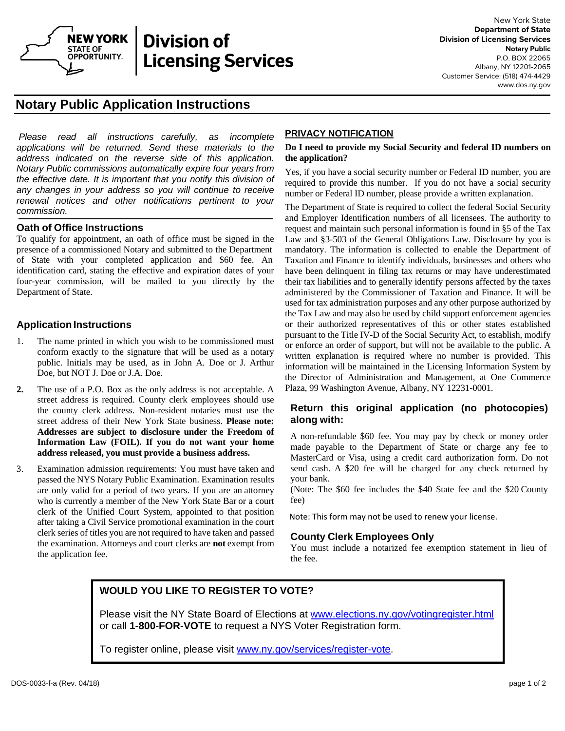New York State
**Department of State**
**Division of Licensing Services**
**Notary Public**
P.O. BOX 22065
Albany, NY 12201-2065
Customer Service: (518) 474-4429
www.dos.ny.gov

# Notary Public Application Instructions

*Please read all instructions carefully, as incomplete applications will be returned. Send these materials to the address indicated on the reverse side of this application. Notary Public commissions automatically expire four years from the effective date. It is important that you notify this division of any changes in your address so you will continue to receive renewal notices and other notifications pertinent to your commission.*

## Oath of Office Instructions

To qualify for appointment, an oath of office must be signed in the presence of a commissioned Notary and submitted to the Department of State with your completed application and $60 fee. An identification card, stating the effective and expiration dates of your four-year commission, will be mailed to you directly by the Department of State.

## Application Instructions

1. The name printed in which you wish to be commissioned must conform exactly to the signature that will be used as a notary public. Initials may be used, as in John A. Doe or J. Arthur Doe, but NOT J. Doe or J.A. Doe.
2. The use of a P.O. Box as the only address is not acceptable. A street address is required. County clerk employees should use the county clerk address. Non-resident notaries must use the street address of their New York State business. **Please note: Addresses are subject to disclosure under the Freedom of Information Law (FOIL). If you do not want your home address released, you must provide a business address.**
3. Examination admission requirements: You must have taken and passed the NYS Notary Public Examination. Examination results are only valid for a period of two years. If you are an attorney who is currently a member of the New York State Bar or a court clerk of the Unified Court System, appointed to that position after taking a Civil Service promotional examination in the court clerk series of titles you are not required to have taken and passed the examination. Attorneys and court clerks are **not** exempt from the application fee.

## PRIVACY NOTIFICATION

**Do I need to provide my Social Security and federal ID numbers on the application?**

Yes, if you have a social security number or Federal ID number, you are required to provide this number. If you do not have a social security number or Federal ID number, please provide a written explanation.

The Department of State is required to collect the federal Social Security and Employer Identification numbers of all licensees. The authority to request and maintain such personal information is found in §5 of the Tax Law and §3-503 of the General Obligations Law. Disclosure by you is mandatory. The information is collected to enable the Department of Taxation and Finance to identify individuals, businesses and others who have been delinquent in filing tax returns or may have underestimated their tax liabilities and to generally identify persons affected by the taxes administered by the Commissioner of Taxation and Finance. It will be used for tax administration purposes and any other purpose authorized by the Tax Law and may also be used by child support enforcement agencies or their authorized representatives of this or other states established pursuant to the Title IV-D of the Social Security Act, to establish, modify or enforce an order of support, but will not be available to the public. A written explanation is required where no number is provided. This information will be maintained in the Licensing Information System by the Director of Administration and Management, at One Commerce Plaza, 99 Washington Avenue, Albany, NY 12231-0001.

## Return this original application (no photocopies) along with:

A non-refundable $60 fee. You may pay by check or money order made payable to the Department of State or charge any fee to MasterCard or Visa, using a credit card authorization form. Do not send cash. A $20 fee will be charged for any check returned by your bank.

(Note: The $60 fee includes the $40 State fee and the $20 County fee)

Note: This form may not be used to renew your license.

## County Clerk Employees Only

You must include a notarized fee exemption statement in lieu of the fee.

## WOULD YOU LIKE TO REGISTER TO VOTE?

Please visit the NY State Board of Elections at www.elections.ny.gov/votingregister.html or call **1-800-FOR-VOTE** to request a NYS Voter Registration form.

To register online, please visit www.ny.gov/services/register-vote.

DOS-0033-f-a (Rev. 04/18)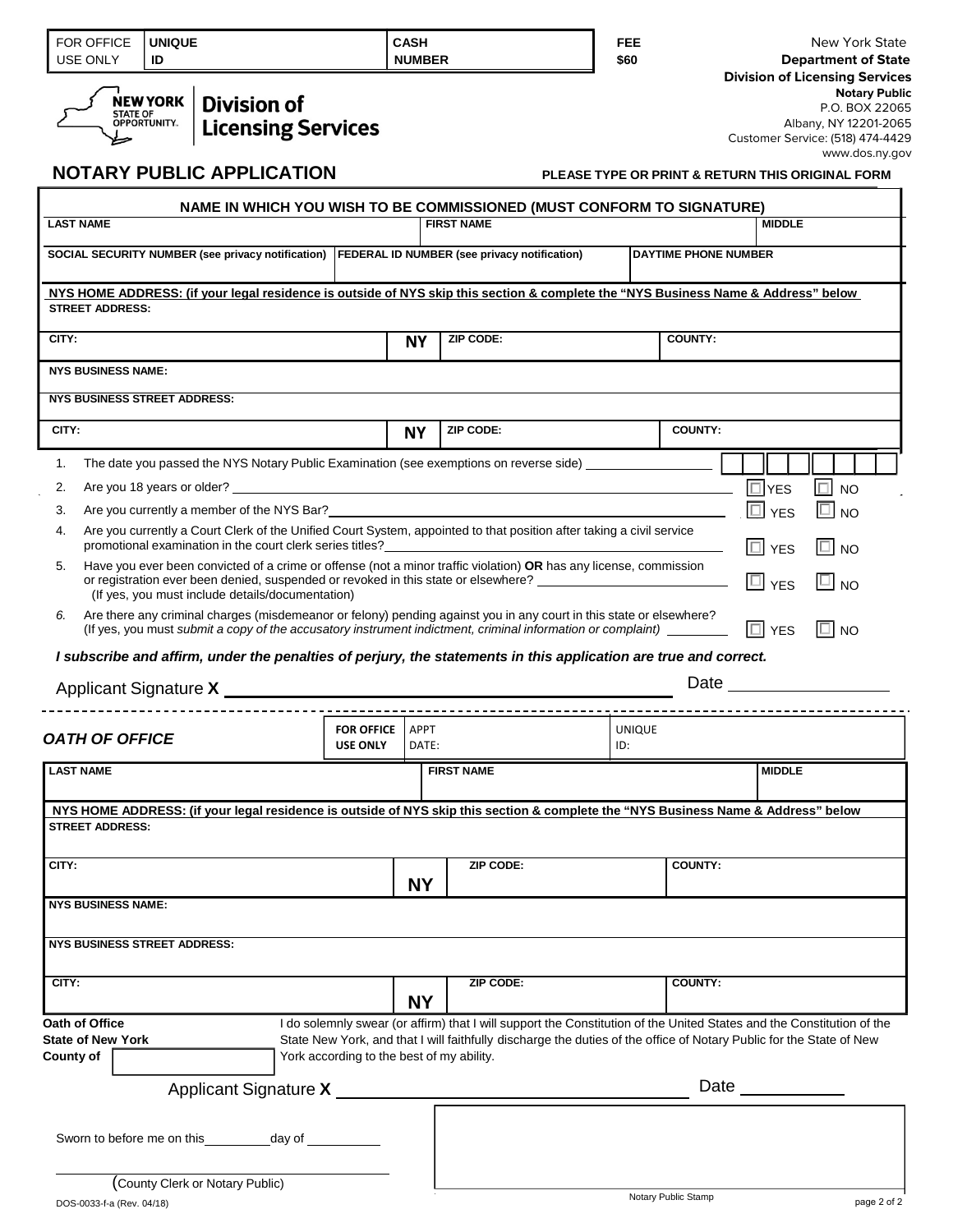| FOR OFFICE USE ONLY | UNIQUE ID | CASH NUMBER | FEE $60 |
|---|---|---|---|

New York State
**Department of State**
**Division of Licensing Services**
**Notary Public**
P.O. BOX 22065
Albany, NY 12201-2065
Customer Service: (518) 474-4429
www.dos.ny.gov

NEW YORK STATE OF OPPORTUNITY. | Division of Licensing Services

# NOTARY PUBLIC APPLICATION

**PLEASE TYPE OR PRINT & RETURN THIS ORIGINAL FORM**

**NAME IN WHICH YOU WISH TO BE COMMISSIONED (MUST CONFORM TO SIGNATURE)**

| LAST NAME | FIRST NAME | MIDDLE |
|---|---|---|
| | | |

| SOCIAL SECURITY NUMBER (see privacy notification) | FEDERAL ID NUMBER (see privacy notification) | DAYTIME PHONE NUMBER |
|---|---|---|
| | | |

**NYS HOME ADDRESS: (if your legal residence is outside of NYS skip this section & complete the "NYS Business Name & Address" below**

| STREET ADDRESS: | | | |
|---|---|---|---|
| CITY: | NY | ZIP CODE: | COUNTY: |
| NYS BUSINESS NAME: | | | |
| NYS BUSINESS STREET ADDRESS: | | | |
| CITY: | NY | ZIP CODE: | COUNTY: |

1. The date you passed the NYS Notary Public Examination (see exemptions on reverse side) ______
2. Are you 18 years or older? ☐ YES ☐ NO
3. Are you currently a member of the NYS Bar? ☐ YES ☐ NO
4. Are you currently a Court Clerk of the Unified Court System, appointed to that position after taking a civil service promotional examination in the court clerk series titles? ☐ YES ☐ NO
5. Have you ever been convicted of a crime or offense (not a minor traffic violation) **OR** has any license, commission or registration ever been denied, suspended or revoked in this state or elsewhere? ☐ YES ☐ NO
   (If yes, you must include details/documentation)
6. Are there any criminal charges (misdemeanor or felony) pending against you in any court in this state or elsewhere? (If yes, you must *submit a copy of the accusatory instrument indictment, criminal information or complaint)* ☐ YES ☐ NO

***I subscribe and affirm, under the penalties of perjury, the statements in this application are true and correct.***

Applicant Signature **X** ______________________ Date ______

---

## OATH OF OFFICE

| FOR OFFICE USE ONLY | APPT DATE: | UNIQUE ID: |
|---|---|---|
| | | |

| LAST NAME | FIRST NAME | MIDDLE |
|---|---|---|
| | | |

**NYS HOME ADDRESS: (if your legal residence is outside of NYS skip this section & complete the "NYS Business Name & Address" below**

| STREET ADDRESS: | | | |
|---|---|---|---|
| CITY: | NY | ZIP CODE: | COUNTY: |
| NYS BUSINESS NAME: | | | |
| NYS BUSINESS STREET ADDRESS: | | | |
| CITY: | NY | ZIP CODE: | COUNTY: |

**Oath of Office**
**State of New York**
**County of** ______

I do solemnly swear (or affirm) that I will support the Constitution of the United States and the Constitution of the State New York, and that I will faithfully discharge the duties of the office of Notary Public for the State of New York according to the best of my ability.

Applicant Signature **X** ______________________ Date ______

Sworn to before me on this ______ day of ______

______________________
(County Clerk or Notary Public)

Notary Public Stamp

DOS-0033-f-a (Rev. 04/18)